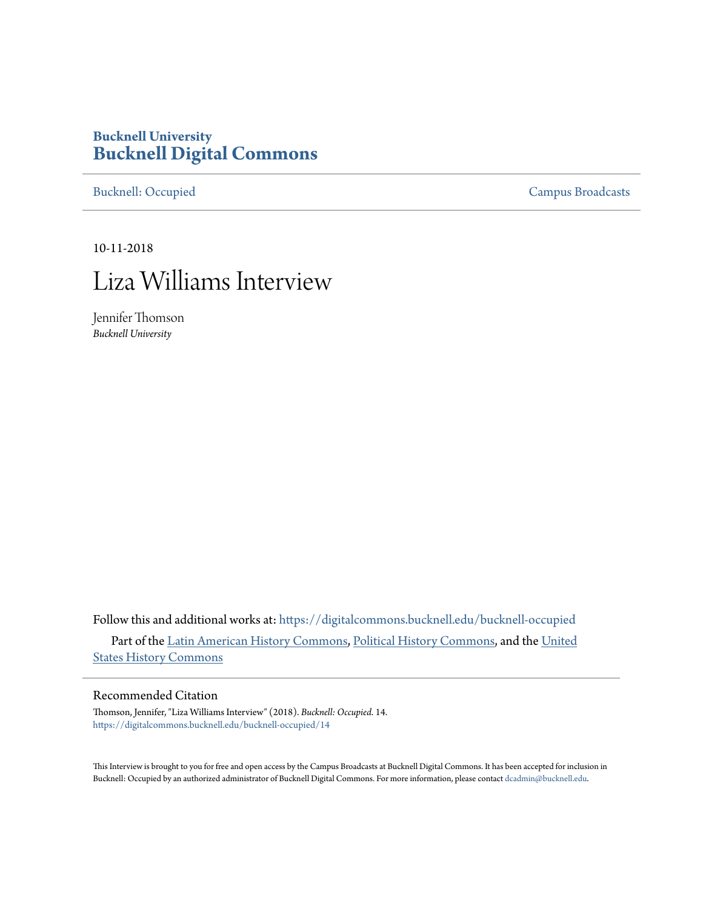**Bucknell University**
# Bucknell Digital Commons

Bucknell: Occupied | Campus Broadcasts

10-11-2018

# Liza Williams Interview

Jennifer Thomson
*Bucknell University*

Follow this and additional works at: https://digitalcommons.bucknell.edu/bucknell-occupied

Part of the Latin American History Commons, Political History Commons, and the United States History Commons

## Recommended Citation

Thomson, Jennifer, "Liza Williams Interview" (2018). *Bucknell: Occupied*. 14.
https://digitalcommons.bucknell.edu/bucknell-occupied/14

This Interview is brought to you for free and open access by the Campus Broadcasts at Bucknell Digital Commons. It has been accepted for inclusion in Bucknell: Occupied by an authorized administrator of Bucknell Digital Commons. For more information, please contact dcadmin@bucknell.edu.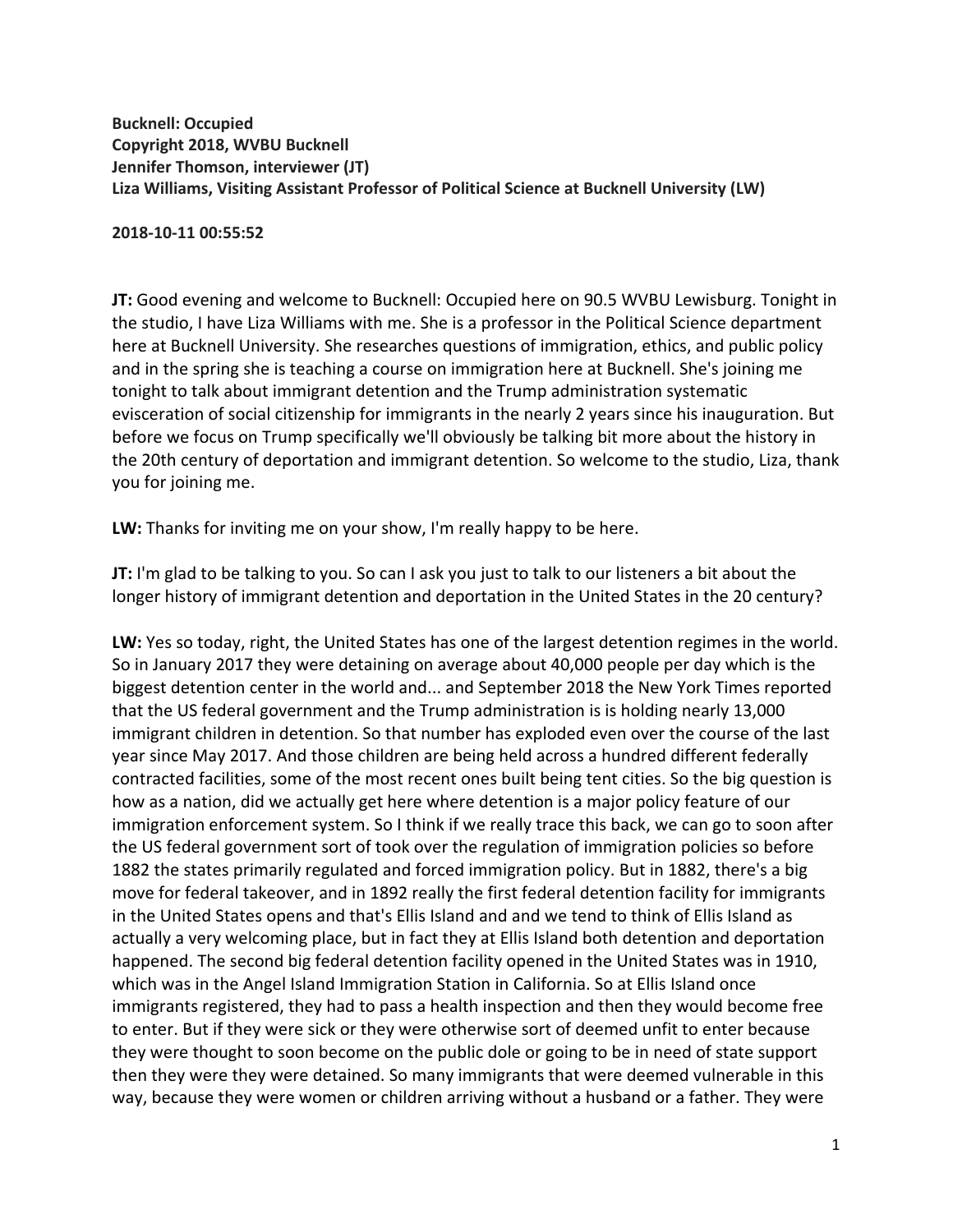**Bucknell: Occupied**
**Copyright 2018, WVBU Bucknell**
**Jennifer Thomson, interviewer (JT)**
**Liza Williams, Visiting Assistant Professor of Political Science at Bucknell University (LW)**

**2018-10-11 00:55:52**

**JT:** Good evening and welcome to Bucknell: Occupied here on 90.5 WVBU Lewisburg. Tonight in the studio, I have Liza Williams with me. She is a professor in the Political Science department here at Bucknell University. She researches questions of immigration, ethics, and public policy and in the spring she is teaching a course on immigration here at Bucknell. She's joining me tonight to talk about immigrant detention and the Trump administration systematic evisceration of social citizenship for immigrants in the nearly 2 years since his inauguration. But before we focus on Trump specifically we'll obviously be talking bit more about the history in the 20th century of deportation and immigrant detention. So welcome to the studio, Liza, thank you for joining me.

**LW:** Thanks for inviting me on your show, I'm really happy to be here.

**JT:** I'm glad to be talking to you. So can I ask you just to talk to our listeners a bit about the longer history of immigrant detention and deportation in the United States in the 20 century?

**LW:** Yes so today, right, the United States has one of the largest detention regimes in the world. So in January 2017 they were detaining on average about 40,000 people per day which is the biggest detention center in the world and... and September 2018 the New York Times reported that the US federal government and the Trump administration is is holding nearly 13,000 immigrant children in detention. So that number has exploded even over the course of the last year since May 2017. And those children are being held across a hundred different federally contracted facilities, some of the most recent ones built being tent cities. So the big question is how as a nation, did we actually get here where detention is a major policy feature of our immigration enforcement system. So I think if we really trace this back, we can go to soon after the US federal government sort of took over the regulation of immigration policies so before 1882 the states primarily regulated and forced immigration policy. But in 1882, there's a big move for federal takeover, and in 1892 really the first federal detention facility for immigrants in the United States opens and that's Ellis Island and and we tend to think of Ellis Island as actually a very welcoming place, but in fact they at Ellis Island both detention and deportation happened. The second big federal detention facility opened in the United States was in 1910, which was in the Angel Island Immigration Station in California. So at Ellis Island once immigrants registered, they had to pass a health inspection and then they would become free to enter. But if they were sick or they were otherwise sort of deemed unfit to enter because they were thought to soon become on the public dole or going to be in need of state support then they were they were detained. So many immigrants that were deemed vulnerable in this way, because they were women or children arriving without a husband or a father. They were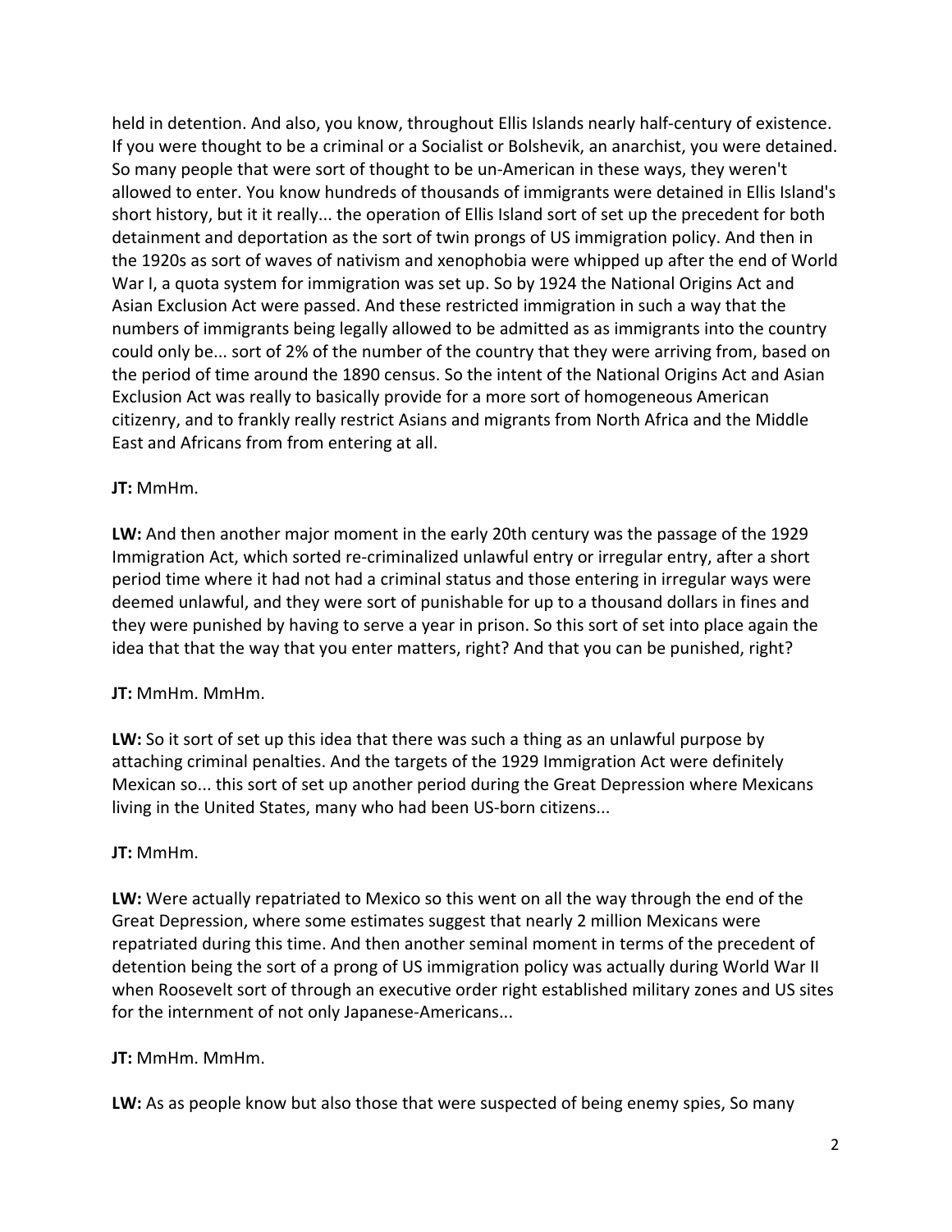held in detention. And also, you know, throughout Ellis Islands nearly half-century of existence. If you were thought to be a criminal or a Socialist or Bolshevik, an anarchist, you were detained. So many people that were sort of thought to be un-American in these ways, they weren't allowed to enter. You know hundreds of thousands of immigrants were detained in Ellis Island's short history, but it it really... the operation of Ellis Island sort of set up the precedent for both detainment and deportation as the sort of twin prongs of US immigration policy. And then in the 1920s as sort of waves of nativism and xenophobia were whipped up after the end of World War I, a quota system for immigration was set up. So by 1924 the National Origins Act and Asian Exclusion Act were passed. And these restricted immigration in such a way that the numbers of immigrants being legally allowed to be admitted as as immigrants into the country could only be... sort of 2% of the number of the country that they were arriving from, based on the period of time around the 1890 census. So the intent of the National Origins Act and Asian Exclusion Act was really to basically provide for a more sort of homogeneous American citizenry, and to frankly really restrict Asians and migrants from North Africa and the Middle East and Africans from from entering at all.

**JT:** MmHm.

**LW:** And then another major moment in the early 20th century was the passage of the 1929 Immigration Act, which sorted re-criminalized unlawful entry or irregular entry, after a short period time where it had not had a criminal status and those entering in irregular ways were deemed unlawful, and they were sort of punishable for up to a thousand dollars in fines and they were punished by having to serve a year in prison. So this sort of set into place again the idea that that the way that you enter matters, right? And that you can be punished, right?

**JT:** MmHm. MmHm.

**LW:** So it sort of set up this idea that there was such a thing as an unlawful purpose by attaching criminal penalties. And the targets of the 1929 Immigration Act were definitely Mexican so... this sort of set up another period during the Great Depression where Mexicans living in the United States, many who had been US-born citizens...

**JT:** MmHm.

**LW:** Were actually repatriated to Mexico so this went on all the way through the end of the Great Depression, where some estimates suggest that nearly 2 million Mexicans were repatriated during this time. And then another seminal moment in terms of the precedent of detention being the sort of a prong of US immigration policy was actually during World War II when Roosevelt sort of through an executive order right established military zones and US sites for the internment of not only Japanese-Americans...

**JT:** MmHm. MmHm.

**LW:** As as people know but also those that were suspected of being enemy spies, So many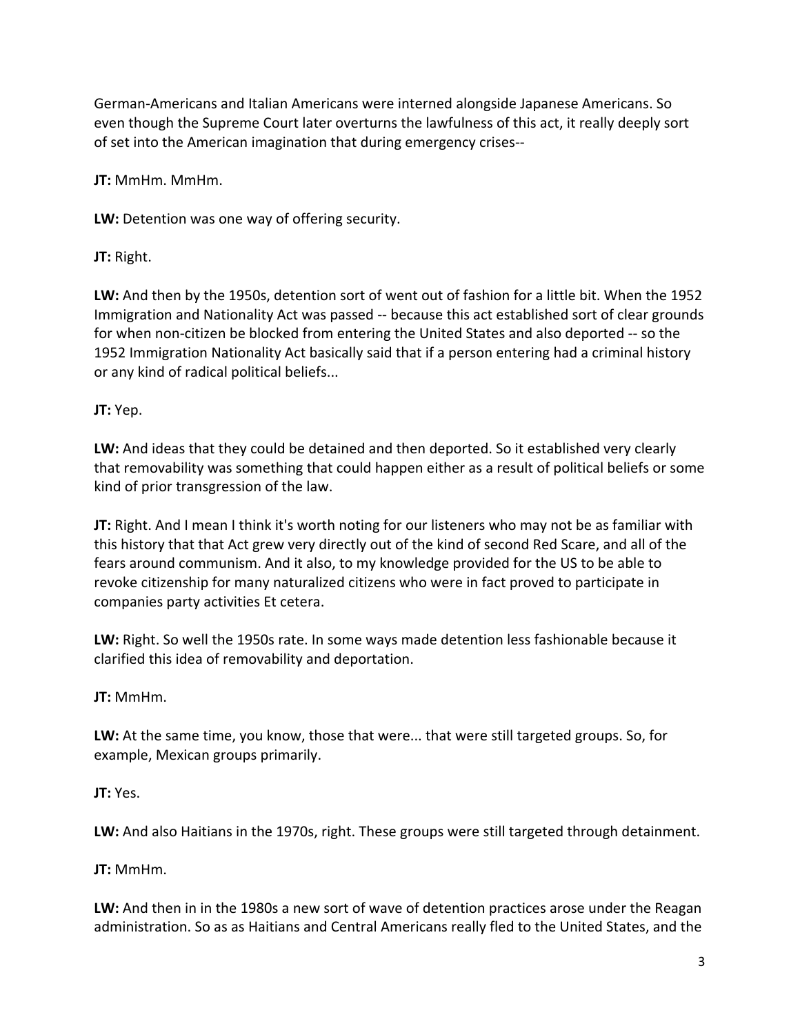German-Americans and Italian Americans were interned alongside Japanese Americans. So even though the Supreme Court later overturns the lawfulness of this act, it really deeply sort of set into the American imagination that during emergency crises--

**JT:** MmHm. MmHm.

**LW:** Detention was one way of offering security.

**JT:** Right.

**LW:** And then by the 1950s, detention sort of went out of fashion for a little bit. When the 1952 Immigration and Nationality Act was passed -- because this act established sort of clear grounds for when non-citizen be blocked from entering the United States and also deported -- so the 1952 Immigration Nationality Act basically said that if a person entering had a criminal history or any kind of radical political beliefs...

**JT:** Yep.

**LW:** And ideas that they could be detained and then deported. So it established very clearly that removability was something that could happen either as a result of political beliefs or some kind of prior transgression of the law.

**JT:** Right. And I mean I think it's worth noting for our listeners who may not be as familiar with this history that that Act grew very directly out of the kind of second Red Scare, and all of the fears around communism. And it also, to my knowledge provided for the US to be able to revoke citizenship for many naturalized citizens who were in fact proved to participate in companies party activities Et cetera.

**LW:** Right. So well the 1950s rate. In some ways made detention less fashionable because it clarified this idea of removability and deportation.

**JT:** MmHm.

**LW:** At the same time, you know, those that were... that were still targeted groups. So, for example, Mexican groups primarily.

**JT:** Yes.

**LW:** And also Haitians in the 1970s, right. These groups were still targeted through detainment.

**JT:** MmHm.

**LW:** And then in in the 1980s a new sort of wave of detention practices arose under the Reagan administration. So as as Haitians and Central Americans really fled to the United States, and the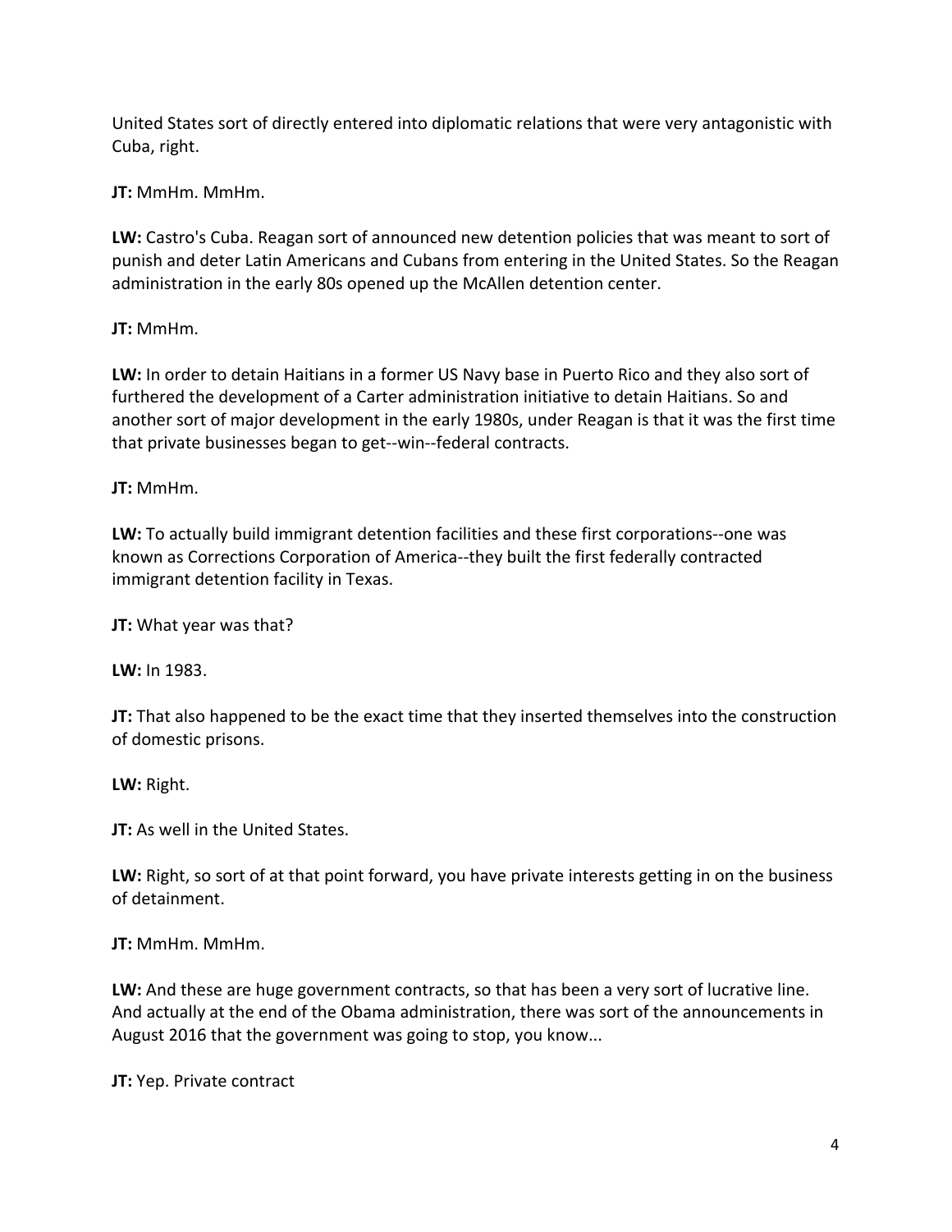United States sort of directly entered into diplomatic relations that were very antagonistic with Cuba, right.

**JT:** MmHm. MmHm.

**LW:** Castro's Cuba. Reagan sort of announced new detention policies that was meant to sort of punish and deter Latin Americans and Cubans from entering in the United States. So the Reagan administration in the early 80s opened up the McAllen detention center.

**JT:** MmHm.

**LW:** In order to detain Haitians in a former US Navy base in Puerto Rico and they also sort of furthered the development of a Carter administration initiative to detain Haitians. So and another sort of major development in the early 1980s, under Reagan is that it was the first time that private businesses began to get--win--federal contracts.

**JT:** MmHm.

**LW:** To actually build immigrant detention facilities and these first corporations--one was known as Corrections Corporation of America--they built the first federally contracted immigrant detention facility in Texas.

**JT:** What year was that?

**LW:** In 1983.

**JT:** That also happened to be the exact time that they inserted themselves into the construction of domestic prisons.

**LW:** Right.

**JT:** As well in the United States.

**LW:** Right, so sort of at that point forward, you have private interests getting in on the business of detainment.

**JT:** MmHm. MmHm.

**LW:** And these are huge government contracts, so that has been a very sort of lucrative line. And actually at the end of the Obama administration, there was sort of the announcements in August 2016 that the government was going to stop, you know...

**JT:** Yep. Private contract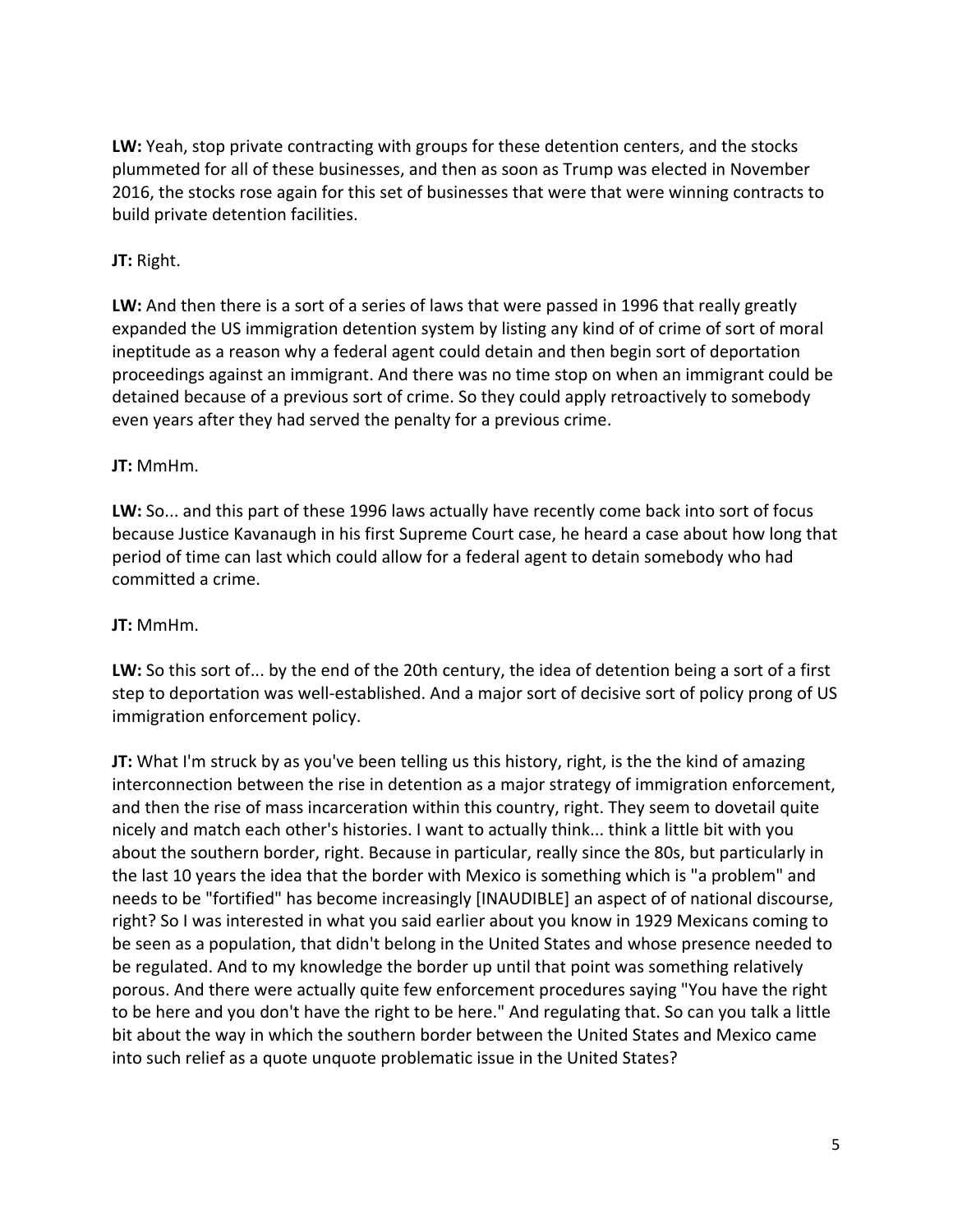**LW:** Yeah, stop private contracting with groups for these detention centers, and the stocks plummeted for all of these businesses, and then as soon as Trump was elected in November 2016, the stocks rose again for this set of businesses that were that were winning contracts to build private detention facilities.

**JT:** Right.

**LW:** And then there is a sort of a series of laws that were passed in 1996 that really greatly expanded the US immigration detention system by listing any kind of of crime of sort of moral ineptitude as a reason why a federal agent could detain and then begin sort of deportation proceedings against an immigrant. And there was no time stop on when an immigrant could be detained because of a previous sort of crime. So they could apply retroactively to somebody even years after they had served the penalty for a previous crime.

**JT:** MmHm.

**LW:** So... and this part of these 1996 laws actually have recently come back into sort of focus because Justice Kavanaugh in his first Supreme Court case, he heard a case about how long that period of time can last which could allow for a federal agent to detain somebody who had committed a crime.

**JT:** MmHm.

**LW:** So this sort of... by the end of the 20th century, the idea of detention being a sort of a first step to deportation was well-established. And a major sort of decisive sort of policy prong of US immigration enforcement policy.

**JT:** What I'm struck by as you've been telling us this history, right, is the the kind of amazing interconnection between the rise in detention as a major strategy of immigration enforcement, and then the rise of mass incarceration within this country, right. They seem to dovetail quite nicely and match each other's histories. I want to actually think... think a little bit with you about the southern border, right. Because in particular, really since the 80s, but particularly in the last 10 years the idea that the border with Mexico is something which is "a problem" and needs to be "fortified" has become increasingly [INAUDIBLE] an aspect of of national discourse, right? So I was interested in what you said earlier about you know in 1929 Mexicans coming to be seen as a population, that didn't belong in the United States and whose presence needed to be regulated. And to my knowledge the border up until that point was something relatively porous. And there were actually quite few enforcement procedures saying "You have the right to be here and you don't have the right to be here." And regulating that. So can you talk a little bit about the way in which the southern border between the United States and Mexico came into such relief as a quote unquote problematic issue in the United States?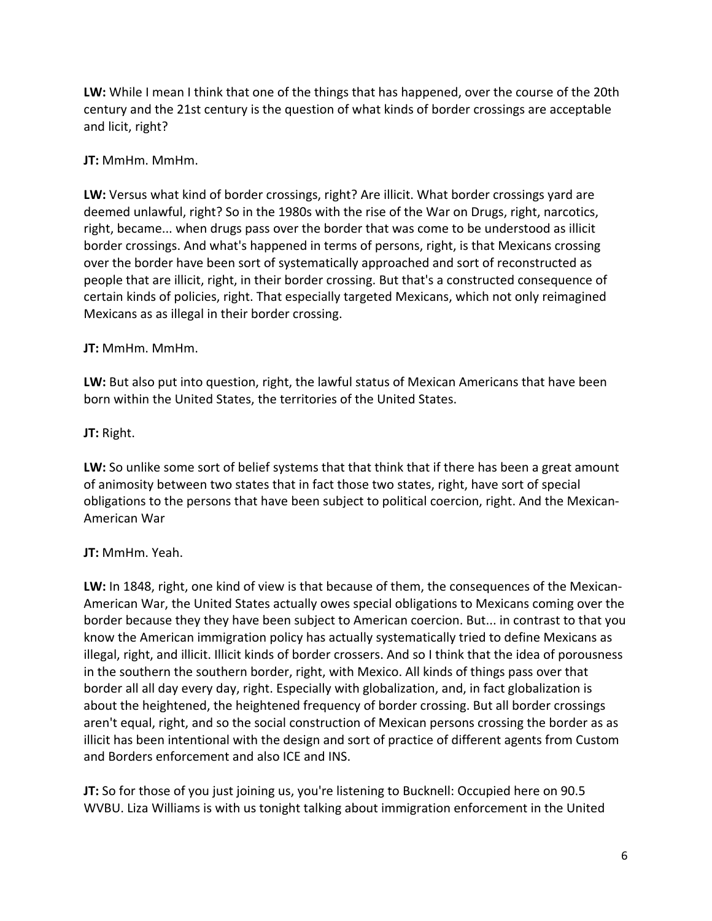**LW:** While I mean I think that one of the things that has happened, over the course of the 20th century and the 21st century is the question of what kinds of border crossings are acceptable and licit, right?

**JT:** MmHm. MmHm.

**LW:** Versus what kind of border crossings, right? Are illicit. What border crossings yard are deemed unlawful, right? So in the 1980s with the rise of the War on Drugs, right, narcotics, right, became... when drugs pass over the border that was come to be understood as illicit border crossings. And what's happened in terms of persons, right, is that Mexicans crossing over the border have been sort of systematically approached and sort of reconstructed as people that are illicit, right, in their border crossing. But that's a constructed consequence of certain kinds of policies, right. That especially targeted Mexicans, which not only reimagined Mexicans as as illegal in their border crossing.

**JT:** MmHm. MmHm.

**LW:** But also put into question, right, the lawful status of Mexican Americans that have been born within the United States, the territories of the United States.

**JT:** Right.

**LW:** So unlike some sort of belief systems that that think that if there has been a great amount of animosity between two states that in fact those two states, right, have sort of special obligations to the persons that have been subject to political coercion, right. And the Mexican-American War

**JT:** MmHm. Yeah.

**LW:** In 1848, right, one kind of view is that because of them, the consequences of the Mexican-American War, the United States actually owes special obligations to Mexicans coming over the border because they they have been subject to American coercion. But... in contrast to that you know the American immigration policy has actually systematically tried to define Mexicans as illegal, right, and illicit. Illicit kinds of border crossers. And so I think that the idea of porousness in the southern the southern border, right, with Mexico. All kinds of things pass over that border all all day every day, right. Especially with globalization, and, in fact globalization is about the heightened, the heightened frequency of border crossing. But all border crossings aren't equal, right, and so the social construction of Mexican persons crossing the border as as illicit has been intentional with the design and sort of practice of different agents from Custom and Borders enforcement and also ICE and INS.

**JT:** So for those of you just joining us, you're listening to Bucknell: Occupied here on 90.5 WVBU. Liza Williams is with us tonight talking about immigration enforcement in the United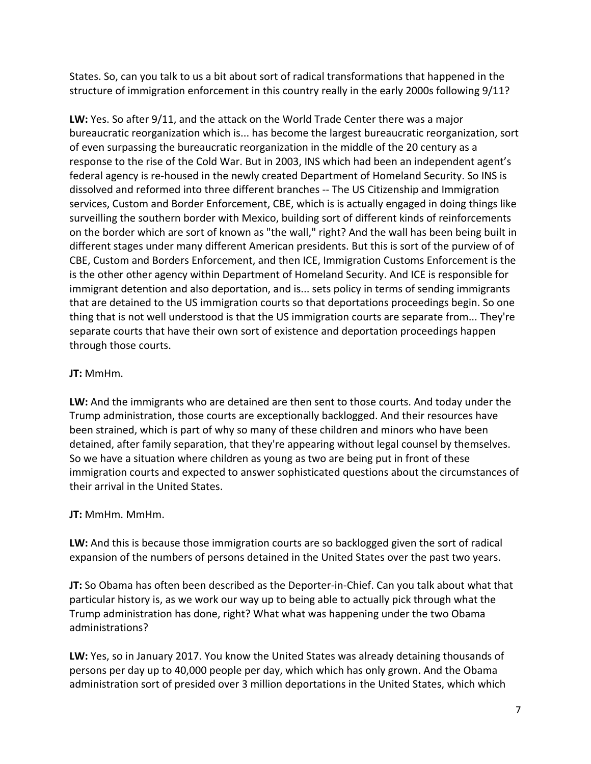States. So, can you talk to us a bit about sort of radical transformations that happened in the structure of immigration enforcement in this country really in the early 2000s following 9/11?

**LW:** Yes. So after 9/11, and the attack on the World Trade Center there was a major bureaucratic reorganization which is... has become the largest bureaucratic reorganization, sort of even surpassing the bureaucratic reorganization in the middle of the 20 century as a response to the rise of the Cold War. But in 2003, INS which had been an independent agent's federal agency is re-housed in the newly created Department of Homeland Security. So INS is dissolved and reformed into three different branches -- The US Citizenship and Immigration services, Custom and Border Enforcement, CBE, which is is actually engaged in doing things like surveilling the southern border with Mexico, building sort of different kinds of reinforcements on the border which are sort of known as "the wall," right? And the wall has been being built in different stages under many different American presidents. But this is sort of the purview of of CBE, Custom and Borders Enforcement, and then ICE, Immigration Customs Enforcement is the is the other other agency within Department of Homeland Security. And ICE is responsible for immigrant detention and also deportation, and is... sets policy in terms of sending immigrants that are detained to the US immigration courts so that deportations proceedings begin. So one thing that is not well understood is that the US immigration courts are separate from... They're separate courts that have their own sort of existence and deportation proceedings happen through those courts.

**JT:** MmHm.

**LW:** And the immigrants who are detained are then sent to those courts. And today under the Trump administration, those courts are exceptionally backlogged. And their resources have been strained, which is part of why so many of these children and minors who have been detained, after family separation, that they're appearing without legal counsel by themselves. So we have a situation where children as young as two are being put in front of these immigration courts and expected to answer sophisticated questions about the circumstances of their arrival in the United States.

**JT:** MmHm. MmHm.

**LW:** And this is because those immigration courts are so backlogged given the sort of radical expansion of the numbers of persons detained in the United States over the past two years.

**JT:** So Obama has often been described as the Deporter-in-Chief. Can you talk about what that particular history is, as we work our way up to being able to actually pick through what the Trump administration has done, right? What what was happening under the two Obama administrations?

**LW:** Yes, so in January 2017. You know the United States was already detaining thousands of persons per day up to 40,000 people per day, which which has only grown. And the Obama administration sort of presided over 3 million deportations in the United States, which which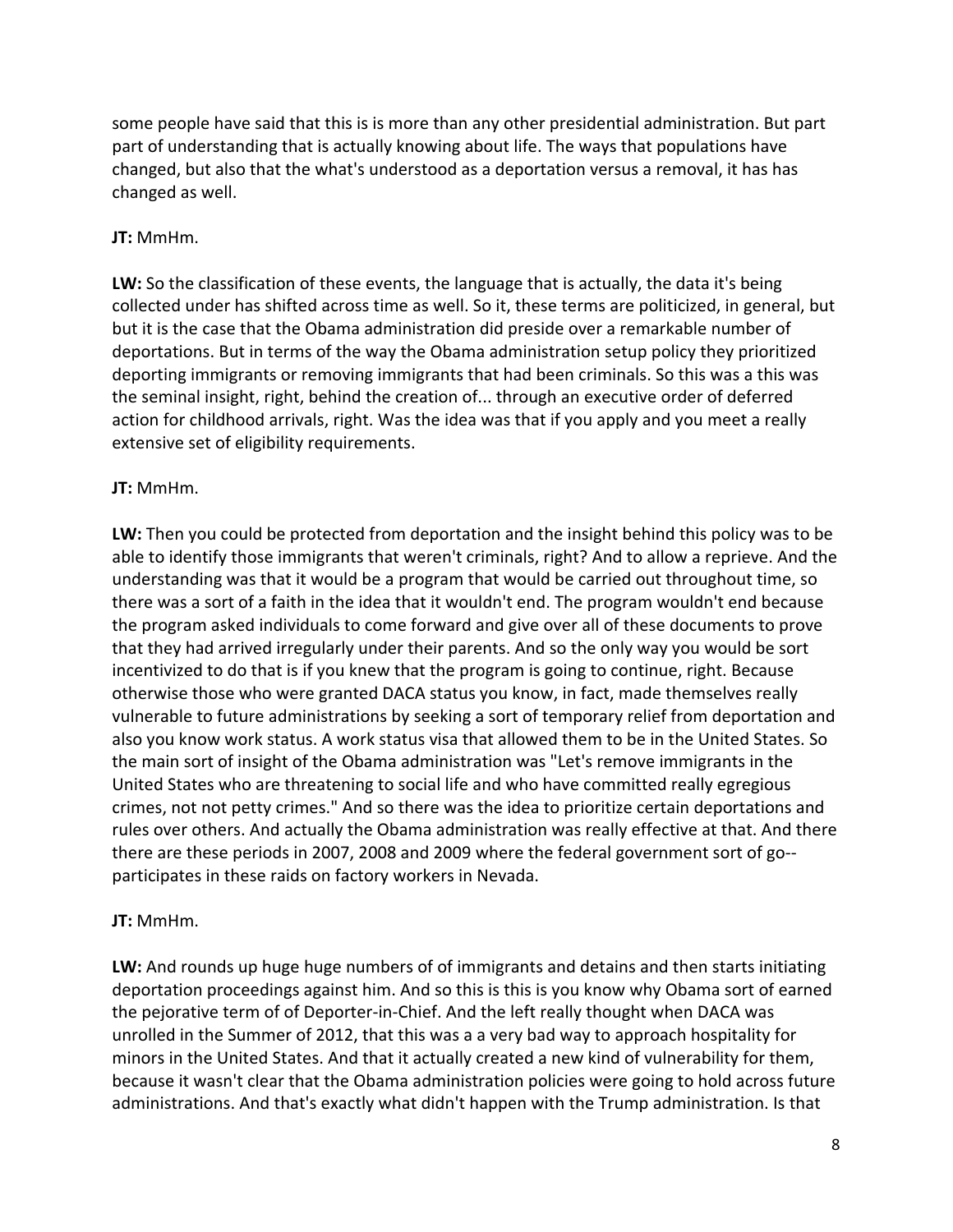some people have said that this is is more than any other presidential administration. But part part of understanding that is actually knowing about life. The ways that populations have changed, but also that the what's understood as a deportation versus a removal, it has has changed as well.

**JT:** MmHm.

**LW:** So the classification of these events, the language that is actually, the data it's being collected under has shifted across time as well. So it, these terms are politicized, in general, but but it is the case that the Obama administration did preside over a remarkable number of deportations. But in terms of the way the Obama administration setup policy they prioritized deporting immigrants or removing immigrants that had been criminals. So this was a this was the seminal insight, right, behind the creation of... through an executive order of deferred action for childhood arrivals, right. Was the idea was that if you apply and you meet a really extensive set of eligibility requirements.

**JT:** MmHm.

**LW:** Then you could be protected from deportation and the insight behind this policy was to be able to identify those immigrants that weren't criminals, right? And to allow a reprieve. And the understanding was that it would be a program that would be carried out throughout time, so there was a sort of a faith in the idea that it wouldn't end. The program wouldn't end because the program asked individuals to come forward and give over all of these documents to prove that they had arrived irregularly under their parents. And so the only way you would be sort incentivized to do that is if you knew that the program is going to continue, right. Because otherwise those who were granted DACA status you know, in fact, made themselves really vulnerable to future administrations by seeking a sort of temporary relief from deportation and also you know work status. A work status visa that allowed them to be in the United States. So the main sort of insight of the Obama administration was "Let's remove immigrants in the United States who are threatening to social life and who have committed really egregious crimes, not not petty crimes." And so there was the idea to prioritize certain deportations and rules over others. And actually the Obama administration was really effective at that. And there there are these periods in 2007, 2008 and 2009 where the federal government sort of go-- participates in these raids on factory workers in Nevada.

**JT:** MmHm.

**LW:** And rounds up huge huge numbers of of immigrants and detains and then starts initiating deportation proceedings against him. And so this is this is you know why Obama sort of earned the pejorative term of of Deporter-in-Chief. And the left really thought when DACA was unrolled in the Summer of 2012, that this was a a very bad way to approach hospitality for minors in the United States. And that it actually created a new kind of vulnerability for them, because it wasn't clear that the Obama administration policies were going to hold across future administrations. And that's exactly what didn't happen with the Trump administration. Is that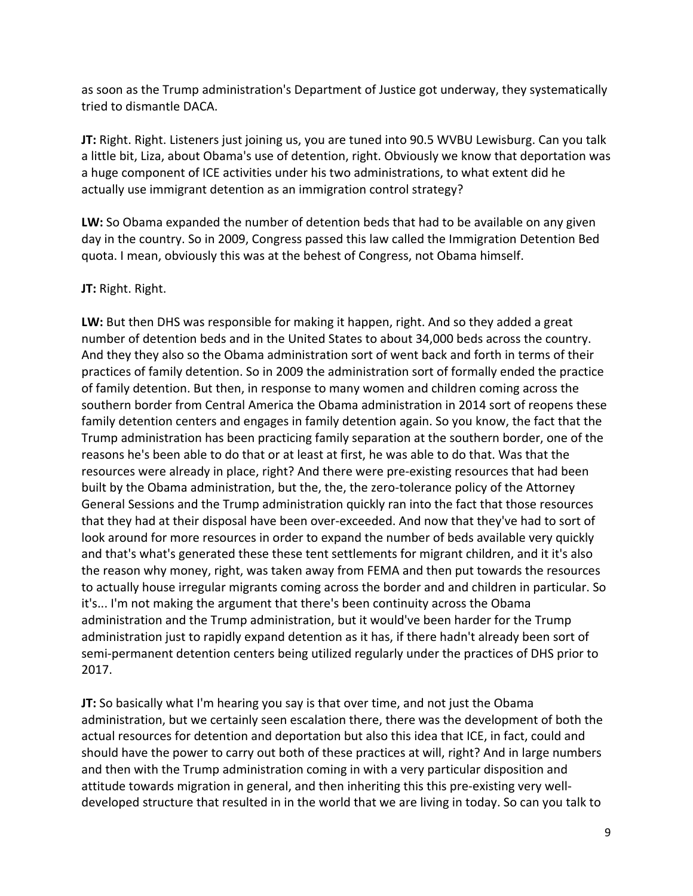as soon as the Trump administration's Department of Justice got underway, they systematically tried to dismantle DACA.

**JT:** Right. Right. Listeners just joining us, you are tuned into 90.5 WVBU Lewisburg. Can you talk a little bit, Liza, about Obama's use of detention, right. Obviously we know that deportation was a huge component of ICE activities under his two administrations, to what extent did he actually use immigrant detention as an immigration control strategy?

**LW:** So Obama expanded the number of detention beds that had to be available on any given day in the country. So in 2009, Congress passed this law called the Immigration Detention Bed quota. I mean, obviously this was at the behest of Congress, not Obama himself.

**JT:** Right. Right.

**LW:** But then DHS was responsible for making it happen, right. And so they added a great number of detention beds and in the United States to about 34,000 beds across the country. And they they also so the Obama administration sort of went back and forth in terms of their practices of family detention. So in 2009 the administration sort of formally ended the practice of family detention. But then, in response to many women and children coming across the southern border from Central America the Obama administration in 2014 sort of reopens these family detention centers and engages in family detention again. So you know, the fact that the Trump administration has been practicing family separation at the southern border, one of the reasons he's been able to do that or at least at first, he was able to do that. Was that the resources were already in place, right? And there were pre-existing resources that had been built by the Obama administration, but the, the, the zero-tolerance policy of the Attorney General Sessions and the Trump administration quickly ran into the fact that those resources that they had at their disposal have been over-exceeded. And now that they've had to sort of look around for more resources in order to expand the number of beds available very quickly and that's what's generated these these tent settlements for migrant children, and it it's also the reason why money, right, was taken away from FEMA and then put towards the resources to actually house irregular migrants coming across the border and and children in particular. So it's... I'm not making the argument that there's been continuity across the Obama administration and the Trump administration, but it would've been harder for the Trump administration just to rapidly expand detention as it has, if there hadn't already been sort of semi-permanent detention centers being utilized regularly under the practices of DHS prior to 2017.

**JT:** So basically what I'm hearing you say is that over time, and not just the Obama administration, but we certainly seen escalation there, there was the development of both the actual resources for detention and deportation but also this idea that ICE, in fact, could and should have the power to carry out both of these practices at will, right? And in large numbers and then with the Trump administration coming in with a very particular disposition and attitude towards migration in general, and then inheriting this this pre-existing very well-developed structure that resulted in in the world that we are living in today. So can you talk to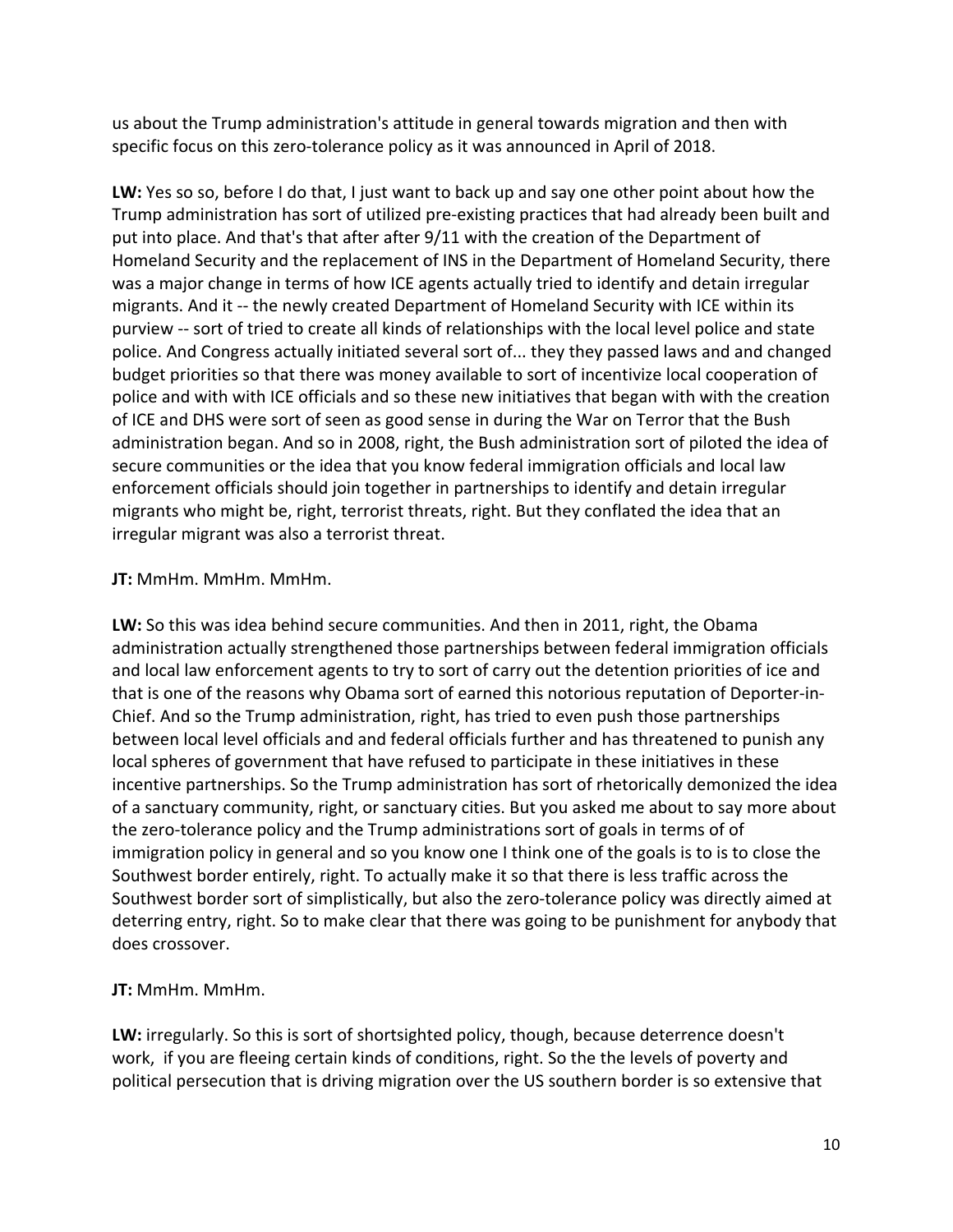us about the Trump administration's attitude in general towards migration and then with specific focus on this zero-tolerance policy as it was announced in April of 2018.

**LW:** Yes so so, before I do that, I just want to back up and say one other point about how the Trump administration has sort of utilized pre-existing practices that had already been built and put into place. And that's that after after 9/11 with the creation of the Department of Homeland Security and the replacement of INS in the Department of Homeland Security, there was a major change in terms of how ICE agents actually tried to identify and detain irregular migrants. And it -- the newly created Department of Homeland Security with ICE within its purview -- sort of tried to create all kinds of relationships with the local level police and state police. And Congress actually initiated several sort of... they they passed laws and and changed budget priorities so that there was money available to sort of incentivize local cooperation of police and with with ICE officials and so these new initiatives that began with with the creation of ICE and DHS were sort of seen as good sense in during the War on Terror that the Bush administration began. And so in 2008, right, the Bush administration sort of piloted the idea of secure communities or the idea that you know federal immigration officials and local law enforcement officials should join together in partnerships to identify and detain irregular migrants who might be, right, terrorist threats, right. But they conflated the idea that an irregular migrant was also a terrorist threat.

**JT:** MmHm. MmHm. MmHm.

**LW:** So this was idea behind secure communities. And then in 2011, right, the Obama administration actually strengthened those partnerships between federal immigration officials and local law enforcement agents to try to sort of carry out the detention priorities of ice and that is one of the reasons why Obama sort of earned this notorious reputation of Deporter-in-Chief. And so the Trump administration, right, has tried to even push those partnerships between local level officials and and federal officials further and has threatened to punish any local spheres of government that have refused to participate in these initiatives in these incentive partnerships. So the Trump administration has sort of rhetorically demonized the idea of a sanctuary community, right, or sanctuary cities. But you asked me about to say more about the zero-tolerance policy and the Trump administrations sort of goals in terms of of immigration policy in general and so you know one I think one of the goals is to is to close the Southwest border entirely, right. To actually make it so that there is less traffic across the Southwest border sort of simplistically, but also the zero-tolerance policy was directly aimed at deterring entry, right. So to make clear that there was going to be punishment for anybody that does crossover.

**JT:** MmHm. MmHm.

**LW:** irregularly. So this is sort of shortsighted policy, though, because deterrence doesn't work, if you are fleeing certain kinds of conditions, right. So the the levels of poverty and political persecution that is driving migration over the US southern border is so extensive that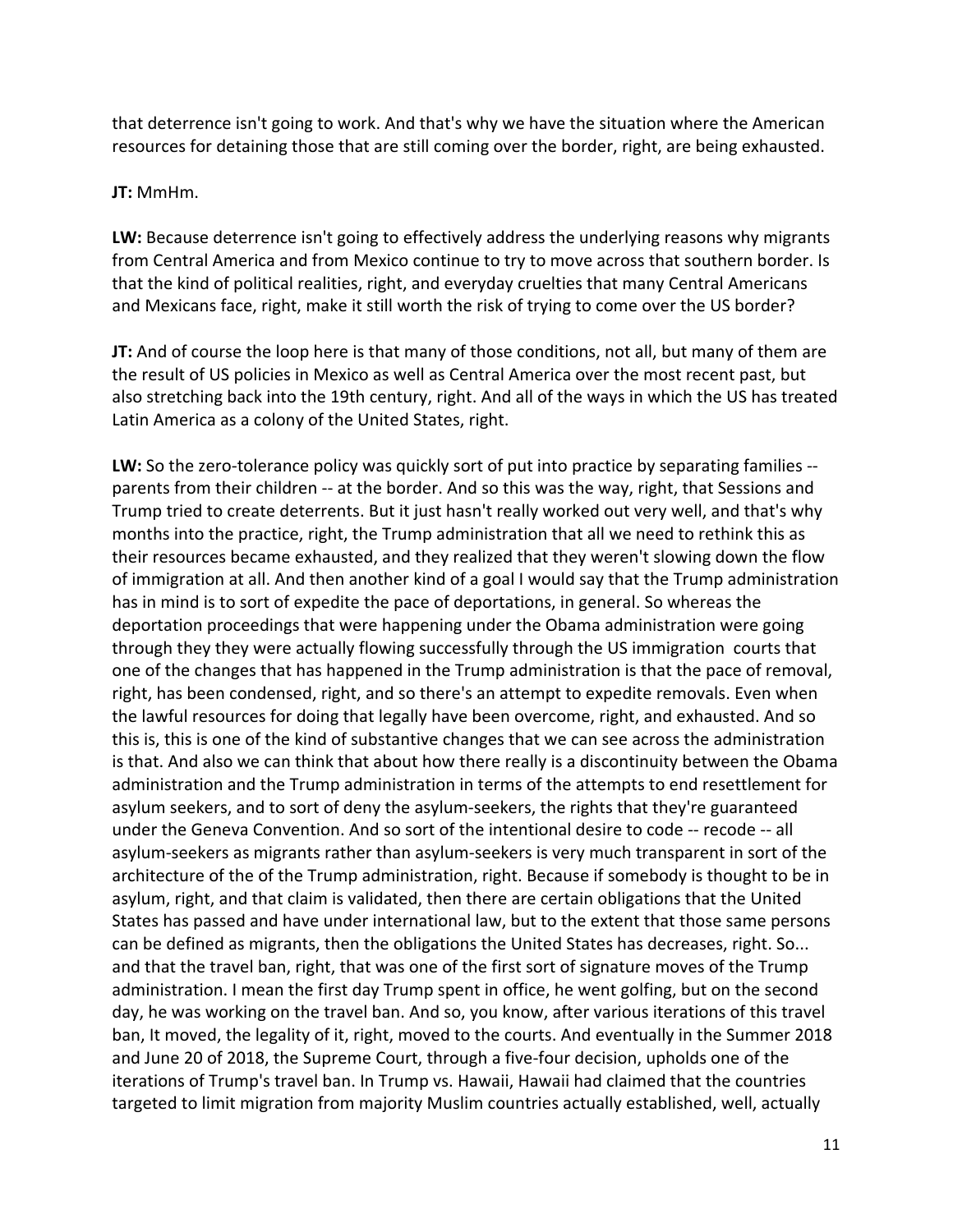that deterrence isn't going to work. And that's why we have the situation where the American resources for detaining those that are still coming over the border, right, are being exhausted.

**JT:** MmHm.

**LW:** Because deterrence isn't going to effectively address the underlying reasons why migrants from Central America and from Mexico continue to try to move across that southern border. Is that the kind of political realities, right, and everyday cruelties that many Central Americans and Mexicans face, right, make it still worth the risk of trying to come over the US border?

**JT:** And of course the loop here is that many of those conditions, not all, but many of them are the result of US policies in Mexico as well as Central America over the most recent past, but also stretching back into the 19th century, right. And all of the ways in which the US has treated Latin America as a colony of the United States, right.

**LW:** So the zero-tolerance policy was quickly sort of put into practice by separating families -- parents from their children -- at the border. And so this was the way, right, that Sessions and Trump tried to create deterrents. But it just hasn't really worked out very well, and that's why months into the practice, right, the Trump administration that all we need to rethink this as their resources became exhausted, and they realized that they weren't slowing down the flow of immigration at all. And then another kind of a goal I would say that the Trump administration has in mind is to sort of expedite the pace of deportations, in general. So whereas the deportation proceedings that were happening under the Obama administration were going through they they were actually flowing successfully through the US immigration courts that one of the changes that has happened in the Trump administration is that the pace of removal, right, has been condensed, right, and so there's an attempt to expedite removals. Even when the lawful resources for doing that legally have been overcome, right, and exhausted. And so this is, this is one of the kind of substantive changes that we can see across the administration is that. And also we can think that about how there really is a discontinuity between the Obama administration and the Trump administration in terms of the attempts to end resettlement for asylum seekers, and to sort of deny the asylum-seekers, the rights that they're guaranteed under the Geneva Convention. And so sort of the intentional desire to code -- recode -- all asylum-seekers as migrants rather than asylum-seekers is very much transparent in sort of the architecture of the of the Trump administration, right. Because if somebody is thought to be in asylum, right, and that claim is validated, then there are certain obligations that the United States has passed and have under international law, but to the extent that those same persons can be defined as migrants, then the obligations the United States has decreases, right. So... and that the travel ban, right, that was one of the first sort of signature moves of the Trump administration. I mean the first day Trump spent in office, he went golfing, but on the second day, he was working on the travel ban. And so, you know, after various iterations of this travel ban, It moved, the legality of it, right, moved to the courts. And eventually in the Summer 2018 and June 20 of 2018, the Supreme Court, through a five-four decision, upholds one of the iterations of Trump's travel ban. In Trump vs. Hawaii, Hawaii had claimed that the countries targeted to limit migration from majority Muslim countries actually established, well, actually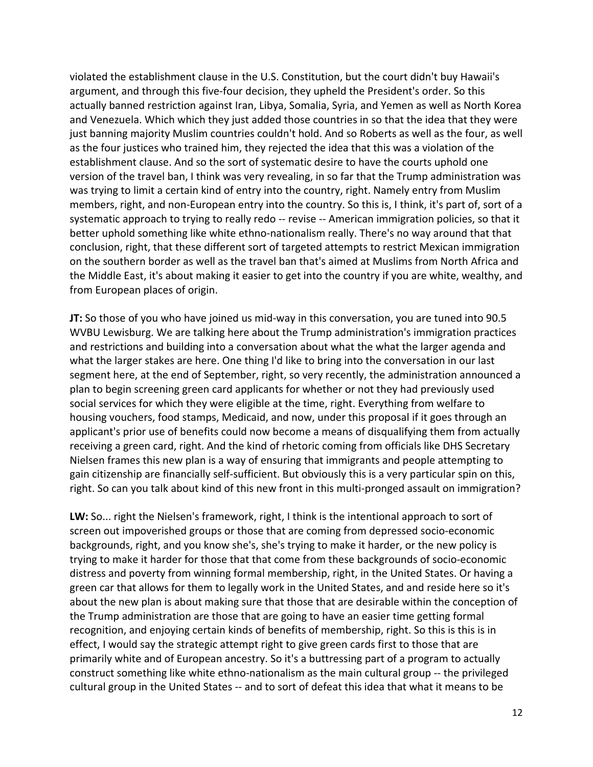violated the establishment clause in the U.S. Constitution, but the court didn't buy Hawaii's argument, and through this five-four decision, they upheld the President's order. So this actually banned restriction against Iran, Libya, Somalia, Syria, and Yemen as well as North Korea and Venezuela. Which which they just added those countries in so that the idea that they were just banning majority Muslim countries couldn't hold. And so Roberts as well as the four, as well as the four justices who trained him, they rejected the idea that this was a violation of the establishment clause. And so the sort of systematic desire to have the courts uphold one version of the travel ban, I think was very revealing, in so far that the Trump administration was was trying to limit a certain kind of entry into the country, right. Namely entry from Muslim members, right, and non-European entry into the country. So this is, I think, it's part of, sort of a systematic approach to trying to really redo -- revise -- American immigration policies, so that it better uphold something like white ethno-nationalism really. There's no way around that that conclusion, right, that these different sort of targeted attempts to restrict Mexican immigration on the southern border as well as the travel ban that's aimed at Muslims from North Africa and the Middle East, it's about making it easier to get into the country if you are white, wealthy, and from European places of origin.

**JT:** So those of you who have joined us mid-way in this conversation, you are tuned into 90.5 WVBU Lewisburg. We are talking here about the Trump administration's immigration practices and restrictions and building into a conversation about what the what the larger agenda and what the larger stakes are here. One thing I'd like to bring into the conversation in our last segment here, at the end of September, right, so very recently, the administration announced a plan to begin screening green card applicants for whether or not they had previously used social services for which they were eligible at the time, right. Everything from welfare to housing vouchers, food stamps, Medicaid, and now, under this proposal if it goes through an applicant's prior use of benefits could now become a means of disqualifying them from actually receiving a green card, right. And the kind of rhetoric coming from officials like DHS Secretary Nielsen frames this new plan is a way of ensuring that immigrants and people attempting to gain citizenship are financially self-sufficient. But obviously this is a very particular spin on this, right. So can you talk about kind of this new front in this multi-pronged assault on immigration?

**LW:** So... right the Nielsen's framework, right, I think is the intentional approach to sort of screen out impoverished groups or those that are coming from depressed socio-economic backgrounds, right, and you know she's, she's trying to make it harder, or the new policy is trying to make it harder for those that that come from these backgrounds of socio-economic distress and poverty from winning formal membership, right, in the United States. Or having a green car that allows for them to legally work in the United States, and and reside here so it's about the new plan is about making sure that those that are desirable within the conception of the Trump administration are those that are going to have an easier time getting formal recognition, and enjoying certain kinds of benefits of membership, right. So this is this is in effect, I would say the strategic attempt right to give green cards first to those that are primarily white and of European ancestry. So it's a buttressing part of a program to actually construct something like white ethno-nationalism as the main cultural group -- the privileged cultural group in the United States -- and to sort of defeat this idea that what it means to be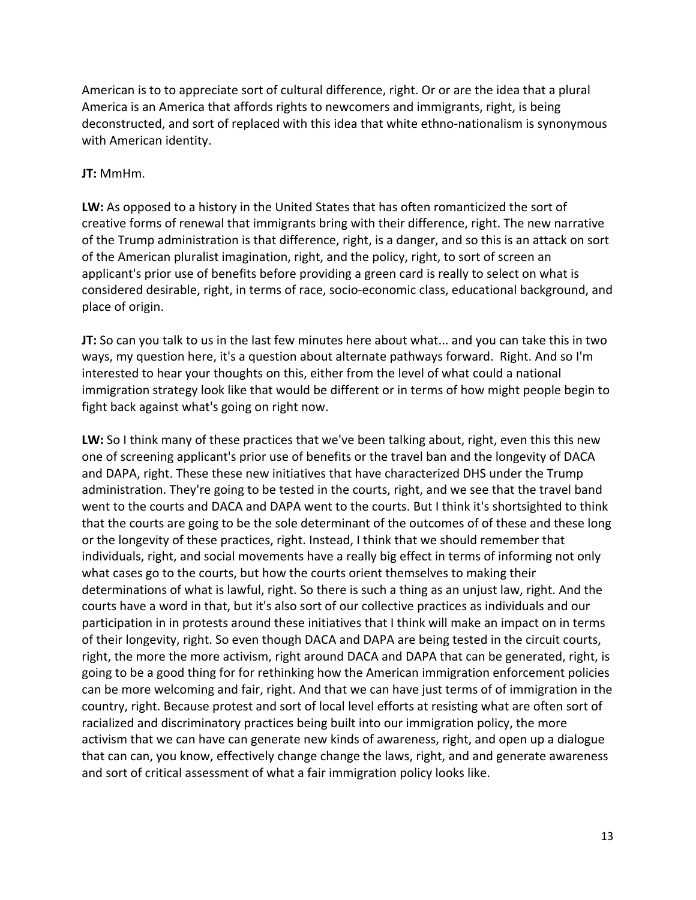American is to to appreciate sort of cultural difference, right. Or or are the idea that a plural America is an America that affords rights to newcomers and immigrants, right, is being deconstructed, and sort of replaced with this idea that white ethno-nationalism is synonymous with American identity.

**JT:** MmHm.

**LW:** As opposed to a history in the United States that has often romanticized the sort of creative forms of renewal that immigrants bring with their difference, right. The new narrative of the Trump administration is that difference, right, is a danger, and so this is an attack on sort of the American pluralist imagination, right, and the policy, right, to sort of screen an applicant's prior use of benefits before providing a green card is really to select on what is considered desirable, right, in terms of race, socio-economic class, educational background, and place of origin.

**JT:** So can you talk to us in the last few minutes here about what... and you can take this in two ways, my question here, it's a question about alternate pathways forward. Right. And so I'm interested to hear your thoughts on this, either from the level of what could a national immigration strategy look like that would be different or in terms of how might people begin to fight back against what's going on right now.

**LW:** So I think many of these practices that we've been talking about, right, even this this new one of screening applicant's prior use of benefits or the travel ban and the longevity of DACA and DAPA, right. These these new initiatives that have characterized DHS under the Trump administration. They're going to be tested in the courts, right, and we see that the travel band went to the courts and DACA and DAPA went to the courts. But I think it's shortsighted to think that the courts are going to be the sole determinant of the outcomes of of these and these long or the longevity of these practices, right. Instead, I think that we should remember that individuals, right, and social movements have a really big effect in terms of informing not only what cases go to the courts, but how the courts orient themselves to making their determinations of what is lawful, right. So there is such a thing as an unjust law, right. And the courts have a word in that, but it's also sort of our collective practices as individuals and our participation in in protests around these initiatives that I think will make an impact on in terms of their longevity, right. So even though DACA and DAPA are being tested in the circuit courts, right, the more the more activism, right around DACA and DAPA that can be generated, right, is going to be a good thing for for rethinking how the American immigration enforcement policies can be more welcoming and fair, right. And that we can have just terms of of immigration in the country, right. Because protest and sort of local level efforts at resisting what are often sort of racialized and discriminatory practices being built into our immigration policy, the more activism that we can have can generate new kinds of awareness, right, and open up a dialogue that can can, you know, effectively change change the laws, right, and and generate awareness and sort of critical assessment of what a fair immigration policy looks like.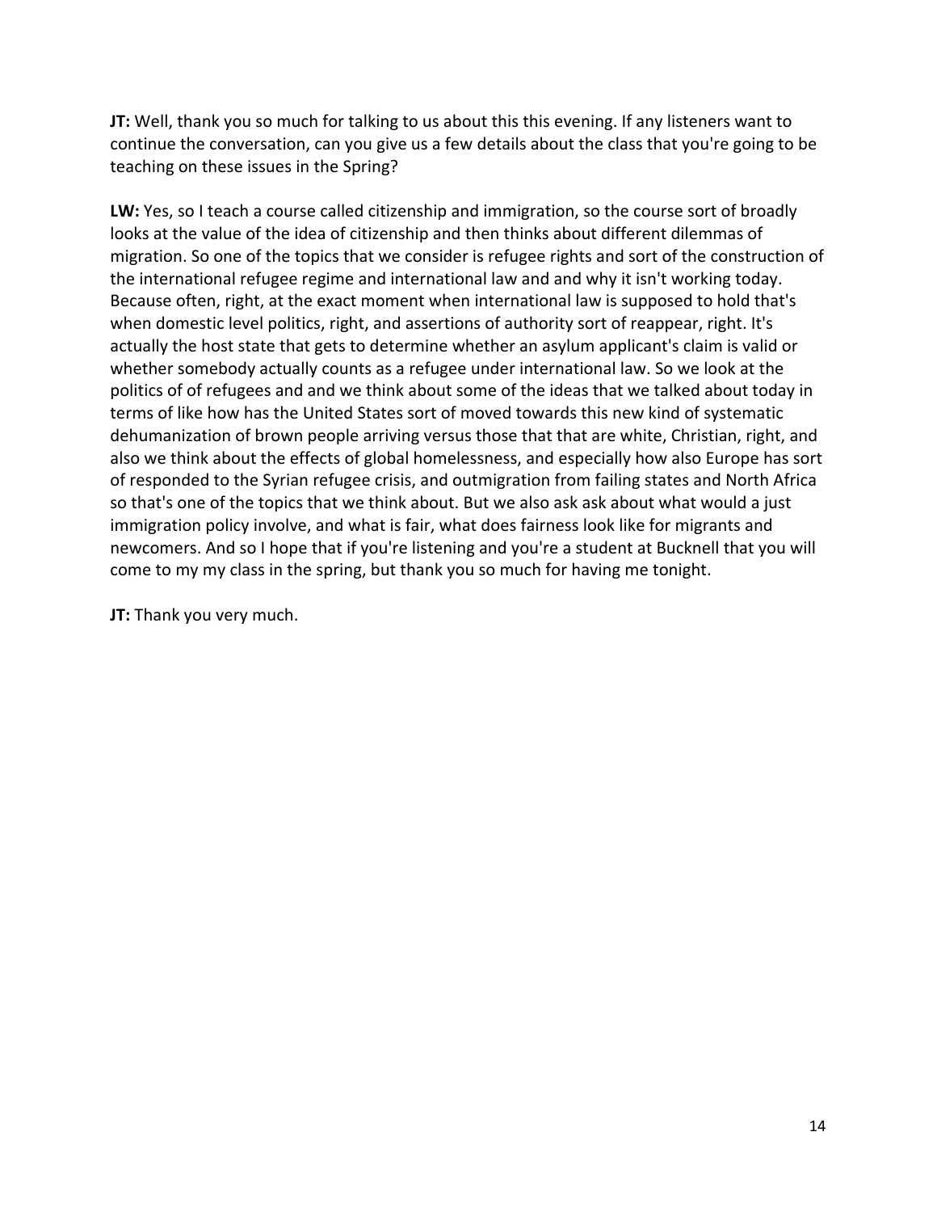**JT:** Well, thank you so much for talking to us about this this evening. If any listeners want to continue the conversation, can you give us a few details about the class that you're going to be teaching on these issues in the Spring?

**LW:** Yes, so I teach a course called citizenship and immigration, so the course sort of broadly looks at the value of the idea of citizenship and then thinks about different dilemmas of migration. So one of the topics that we consider is refugee rights and sort of the construction of the international refugee regime and international law and and why it isn't working today. Because often, right, at the exact moment when international law is supposed to hold that's when domestic level politics, right, and assertions of authority sort of reappear, right. It's actually the host state that gets to determine whether an asylum applicant's claim is valid or whether somebody actually counts as a refugee under international law. So we look at the politics of of refugees and and we think about some of the ideas that we talked about today in terms of like how has the United States sort of moved towards this new kind of systematic dehumanization of brown people arriving versus those that that are white, Christian, right, and also we think about the effects of global homelessness, and especially how also Europe has sort of responded to the Syrian refugee crisis, and outmigration from failing states and North Africa so that's one of the topics that we think about. But we also ask ask about what would a just immigration policy involve, and what is fair, what does fairness look like for migrants and newcomers. And so I hope that if you're listening and you're a student at Bucknell that you will come to my my class in the spring, but thank you so much for having me tonight.

**JT:** Thank you very much.